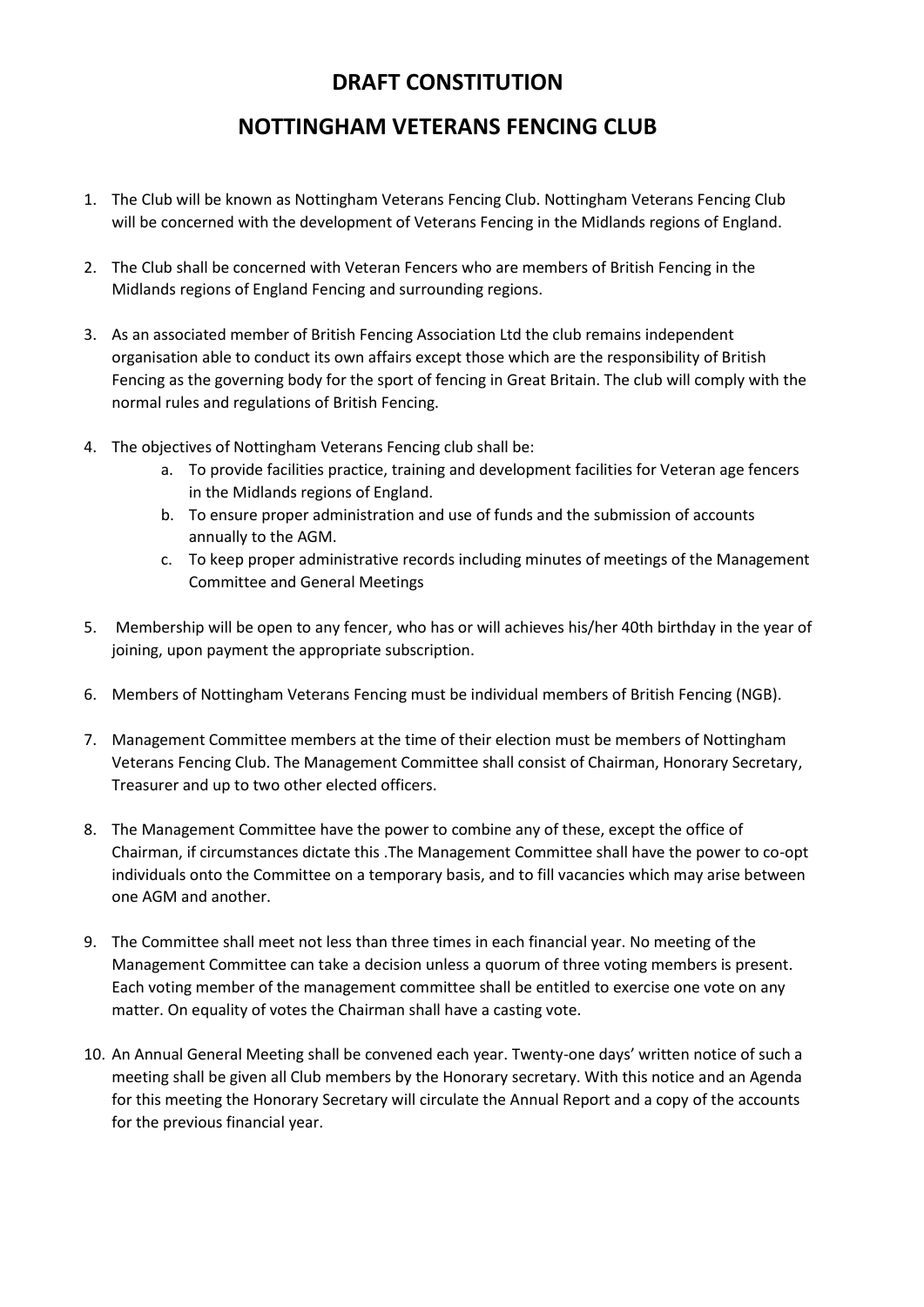# DRAFT CONSTITUTION

# NOTTINGHAM VETERANS FENCING CLUB

1. The Club will be known as Nottingham Veterans Fencing Club. Nottingham Veterans Fencing Club will be concerned with the development of Veterans Fencing in the Midlands regions of England.

2. The Club shall be concerned with Veteran Fencers who are members of British Fencing in the Midlands regions of England Fencing and surrounding regions.

3. As an associated member of British Fencing Association Ltd the club remains independent organisation able to conduct its own affairs except those which are the responsibility of British Fencing as the governing body for the sport of fencing in Great Britain. The club will comply with the normal rules and regulations of British Fencing.

4. The objectives of Nottingham Veterans Fencing club shall be:
   a. To provide facilities practice, training and development facilities for Veteran age fencers in the Midlands regions of England.
   b. To ensure proper administration and use of funds and the submission of accounts annually to the AGM.
   c. To keep proper administrative records including minutes of meetings of the Management Committee and General Meetings

5. Membership will be open to any fencer, who has or will achieves his/her 40th birthday in the year of joining, upon payment the appropriate subscription.

6. Members of Nottingham Veterans Fencing must be individual members of British Fencing (NGB).

7. Management Committee members at the time of their election must be members of Nottingham Veterans Fencing Club. The Management Committee shall consist of Chairman, Honorary Secretary, Treasurer and up to two other elected officers.

8. The Management Committee have the power to combine any of these, except the office of Chairman, if circumstances dictate this .The Management Committee shall have the power to co-opt individuals onto the Committee on a temporary basis, and to fill vacancies which may arise between one AGM and another.

9. The Committee shall meet not less than three times in each financial year. No meeting of the Management Committee can take a decision unless a quorum of three voting members is present. Each voting member of the management committee shall be entitled to exercise one vote on any matter. On equality of votes the Chairman shall have a casting vote.

10. An Annual General Meeting shall be convened each year. Twenty-one days' written notice of such a meeting shall be given all Club members by the Honorary secretary. With this notice and an Agenda for this meeting the Honorary Secretary will circulate the Annual Report and a copy of the accounts for the previous financial year.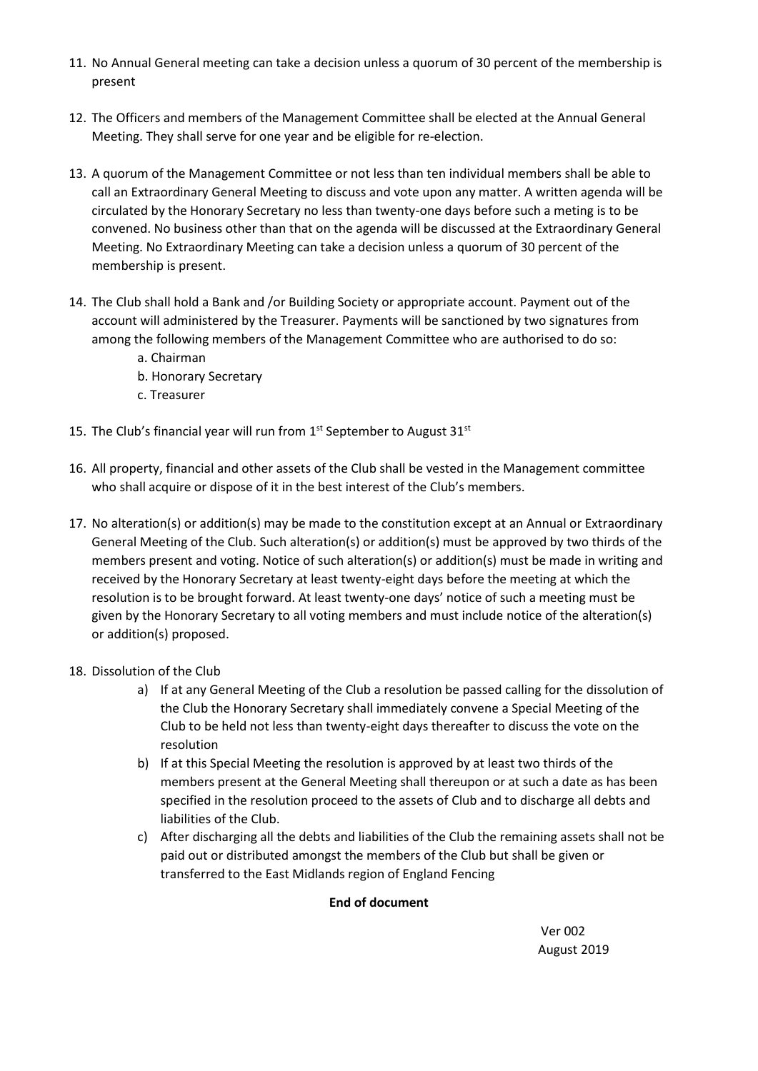11. No Annual General meeting can take a decision unless a quorum of 30 percent of the membership is present

12. The Officers and members of the Management Committee shall be elected at the Annual General Meeting. They shall serve for one year and be eligible for re-election.

13. A quorum of the Management Committee or not less than ten individual members shall be able to call an Extraordinary General Meeting to discuss and vote upon any matter. A written agenda will be circulated by the Honorary Secretary no less than twenty-one days before such a meting is to be convened. No business other than that on the agenda will be discussed at the Extraordinary General Meeting. No Extraordinary Meeting can take a decision unless a quorum of 30 percent of the membership is present.

14. The Club shall hold a Bank and /or Building Society or appropriate account. Payment out of the account will administered by the Treasurer. Payments will be sanctioned by two signatures from among the following members of the Management Committee who are authorised to do so:
    a. Chairman
    b. Honorary Secretary
    c. Treasurer

15. The Club's financial year will run from 1st September to August 31st

16. All property, financial and other assets of the Club shall be vested in the Management committee who shall acquire or dispose of it in the best interest of the Club's members.

17. No alteration(s) or addition(s) may be made to the constitution except at an Annual or Extraordinary General Meeting of the Club. Such alteration(s) or addition(s) must be approved by two thirds of the members present and voting. Notice of such alteration(s) or addition(s) must be made in writing and received by the Honorary Secretary at least twenty-eight days before the meeting at which the resolution is to be brought forward. At least twenty-one days' notice of such a meeting must be given by the Honorary Secretary to all voting members and must include notice of the alteration(s) or addition(s) proposed.

18. Dissolution of the Club
    a) If at any General Meeting of the Club a resolution be passed calling for the dissolution of the Club the Honorary Secretary shall immediately convene a Special Meeting of the Club to be held not less than twenty-eight days thereafter to discuss the vote on the resolution
    b) If at this Special Meeting the resolution is approved by at least two thirds of the members present at the General Meeting shall thereupon or at such a date as has been specified in the resolution proceed to the assets of Club and to discharge all debts and liabilities of the Club.
    c) After discharging all the debts and liabilities of the Club the remaining assets shall not be paid out or distributed amongst the members of the Club but shall be given or transferred to the East Midlands region of England Fencing

**End of document**

Ver 002
August 2019